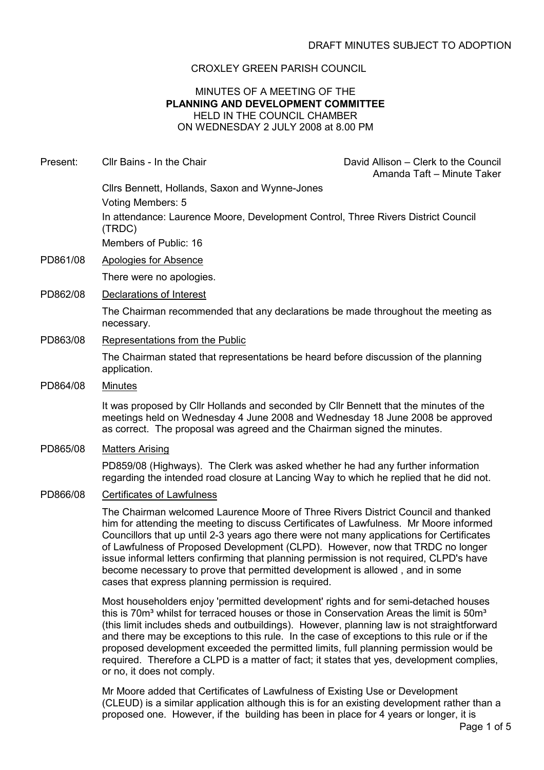DRAFT MINUTES SUBJECT TO ADOPTION

CROXLEY GREEN PARISH COUNCIL

MINUTES OF A MEETING OF THE
**PLANNING AND DEVELOPMENT COMMITTEE**
HELD IN THE COUNCIL CHAMBER
ON WEDNESDAY 2 JULY 2008 at 8.00 PM

Present: Cllr Bains - In the Chair

David Allison – Clerk to the Council
Amanda Taft – Minute Taker

Cllrs Bennett, Hollands, Saxon and Wynne-Jones

Voting Members: 5

In attendance: Laurence Moore, Development Control, Three Rivers District Council (TRDC)

Members of Public: 16

**PD861/08** Apologies for Absence

There were no apologies.

**PD862/08** Declarations of Interest

The Chairman recommended that any declarations be made throughout the meeting as necessary.

**PD863/08** Representations from the Public

The Chairman stated that representations be heard before discussion of the planning application.

**PD864/08** Minutes

It was proposed by Cllr Hollands and seconded by Cllr Bennett that the minutes of the meetings held on Wednesday 4 June 2008 and Wednesday 18 June 2008 be approved as correct. The proposal was agreed and the Chairman signed the minutes.

**PD865/08** Matters Arising

PD859/08 (Highways). The Clerk was asked whether he had any further information regarding the intended road closure at Lancing Way to which he replied that he did not.

**PD866/08** Certificates of Lawfulness

The Chairman welcomed Laurence Moore of Three Rivers District Council and thanked him for attending the meeting to discuss Certificates of Lawfulness. Mr Moore informed Councillors that up until 2-3 years ago there were not many applications for Certificates of Lawfulness of Proposed Development (CLPD). However, now that TRDC no longer issue informal letters confirming that planning permission is not required, CLPD's have become necessary to prove that permitted development is allowed , and in some cases that express planning permission is required.

Most householders enjoy 'permitted development' rights and for semi-detached houses this is 70m³ whilst for terraced houses or those in Conservation Areas the limit is 50m³ (this limit includes sheds and outbuildings). However, planning law is not straightforward and there may be exceptions to this rule. In the case of exceptions to this rule or if the proposed development exceeded the permitted limits, full planning permission would be required. Therefore a CLPD is a matter of fact; it states that yes, development complies, or no, it does not comply.

Mr Moore added that Certificates of Lawfulness of Existing Use or Development (CLEUD) is a similar application although this is for an existing development rather than a proposed one. However, if the building has been in place for 4 years or longer, it is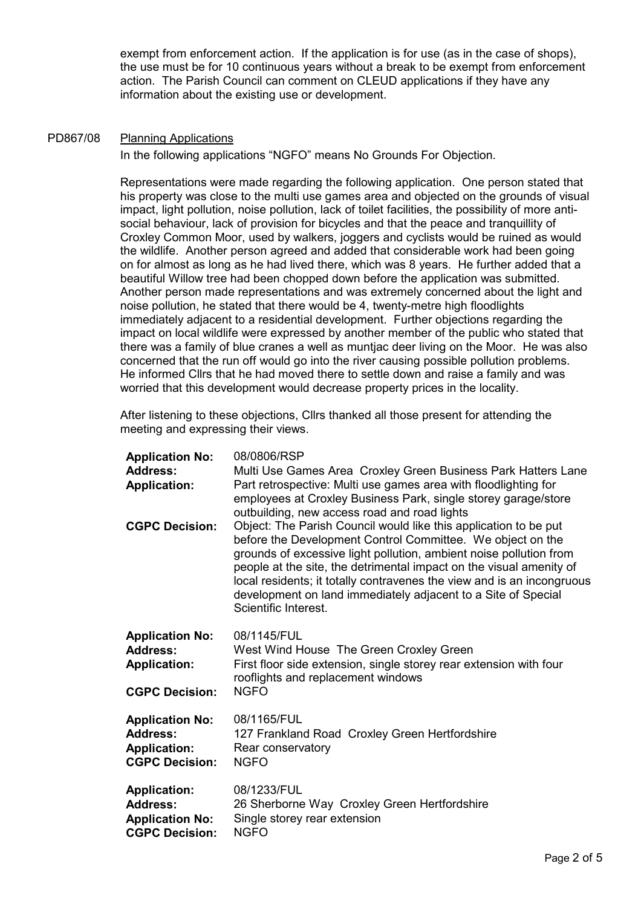exempt from enforcement action. If the application is for use (as in the case of shops), the use must be for 10 continuous years without a break to be exempt from enforcement action. The Parish Council can comment on CLEUD applications if they have any information about the existing use or development.

PD867/08 Planning Applications

In the following applications "NGFO" means No Grounds For Objection.

Representations were made regarding the following application. One person stated that his property was close to the multi use games area and objected on the grounds of visual impact, light pollution, noise pollution, lack of toilet facilities, the possibility of more anti-social behaviour, lack of provision for bicycles and that the peace and tranquillity of Croxley Common Moor, used by walkers, joggers and cyclists would be ruined as would the wildlife. Another person agreed and added that considerable work had been going on for almost as long as he had lived there, which was 8 years. He further added that a beautiful Willow tree had been chopped down before the application was submitted. Another person made representations and was extremely concerned about the light and noise pollution, he stated that there would be 4, twenty-metre high floodlights immediately adjacent to a residential development. Further objections regarding the impact on local wildlife were expressed by another member of the public who stated that there was a family of blue cranes a well as muntjac deer living on the Moor. He was also concerned that the run off would go into the river causing possible pollution problems. He informed Cllrs that he had moved there to settle down and raise a family and was worried that this development would decrease property prices in the locality.

After listening to these objections, Cllrs thanked all those present for attending the meeting and expressing their views.

**Application No:** 08/0806/RSP
**Address:** Multi Use Games Area Croxley Green Business Park Hatters Lane
**Application:** Part retrospective: Multi use games area with floodlighting for employees at Croxley Business Park, single storey garage/store outbuilding, new access road and road lights
**CGPC Decision:** Object: The Parish Council would like this application to be put before the Development Control Committee. We object on the grounds of excessive light pollution, ambient noise pollution from people at the site, the detrimental impact on the visual amenity of local residents; it totally contravenes the view and is an incongruous development on land immediately adjacent to a Site of Special Scientific Interest.

**Application No:** 08/1145/FUL
**Address:** West Wind House The Green Croxley Green
**Application:** First floor side extension, single storey rear extension with four rooflights and replacement windows
**CGPC Decision:** NGFO

**Application No:** 08/1165/FUL
**Address:** 127 Frankland Road Croxley Green Hertfordshire
**Application:** Rear conservatory
**CGPC Decision:** NGFO

**Application:** 08/1233/FUL
**Address:** 26 Sherborne Way Croxley Green Hertfordshire
**Application No:** Single storey rear extension
**CGPC Decision:** NGFO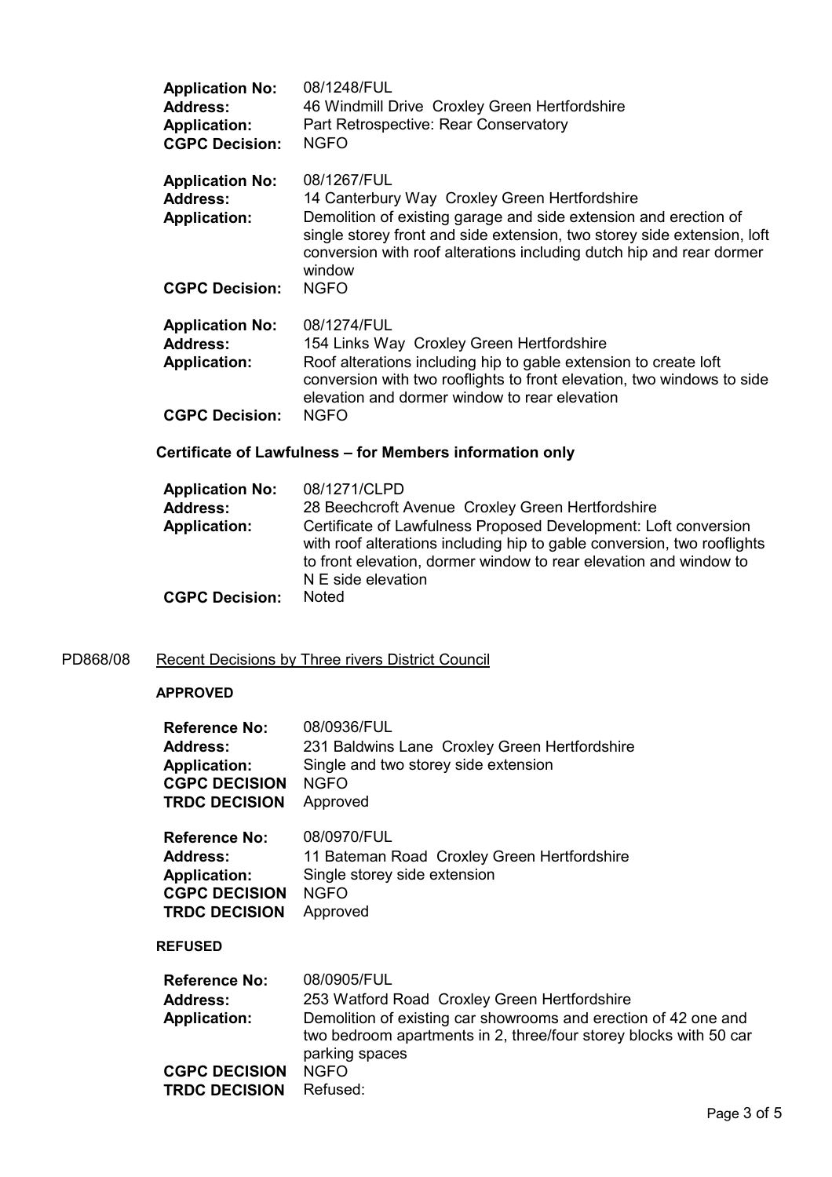**Application No:** 08/1248/FUL
**Address:** 46 Windmill Drive Croxley Green Hertfordshire
**Application:** Part Retrospective: Rear Conservatory
**CGPC Decision:** NGFO

**Application No:** 08/1267/FUL
**Address:** 14 Canterbury Way Croxley Green Hertfordshire
**Application:** Demolition of existing garage and side extension and erection of single storey front and side extension, two storey side extension, loft conversion with roof alterations including dutch hip and rear dormer window
**CGPC Decision:** NGFO

**Application No:** 08/1274/FUL
**Address:** 154 Links Way Croxley Green Hertfordshire
**Application:** Roof alterations including hip to gable extension to create loft conversion with two rooflights to front elevation, two windows to side elevation and dormer window to rear elevation
**CGPC Decision:** NGFO

**Certificate of Lawfulness – for Members information only**

**Application No:** 08/1271/CLPD
**Address:** 28 Beechcroft Avenue Croxley Green Hertfordshire
**Application:** Certificate of Lawfulness Proposed Development: Loft conversion with roof alterations including hip to gable conversion, two rooflights to front elevation, dormer window to rear elevation and window to N E side elevation
**CGPC Decision:** Noted

PD868/08 Recent Decisions by Three rivers District Council

**APPROVED**

**Reference No:** 08/0936/FUL
**Address:** 231 Baldwins Lane Croxley Green Hertfordshire
**Application:** Single and two storey side extension
**CGPC DECISION** NGFO
**TRDC DECISION** Approved

**Reference No:** 08/0970/FUL
**Address:** 11 Bateman Road Croxley Green Hertfordshire
**Application:** Single storey side extension
**CGPC DECISION** NGFO
**TRDC DECISION** Approved

**REFUSED**

**Reference No:** 08/0905/FUL
**Address:** 253 Watford Road Croxley Green Hertfordshire
**Application:** Demolition of existing car showrooms and erection of 42 one and two bedroom apartments in 2, three/four storey blocks with 50 car parking spaces
**CGPC DECISION** NGFO
**TRDC DECISION** Refused: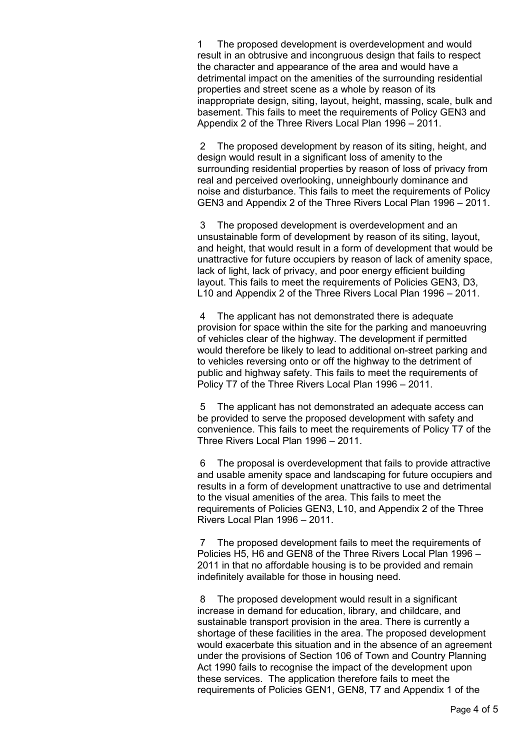1 The proposed development is overdevelopment and would result in an obtrusive and incongruous design that fails to respect the character and appearance of the area and would have a detrimental impact on the amenities of the surrounding residential properties and street scene as a whole by reason of its inappropriate design, siting, layout, height, massing, scale, bulk and basement. This fails to meet the requirements of Policy GEN3 and Appendix 2 of the Three Rivers Local Plan 1996 – 2011.

2 The proposed development by reason of its siting, height, and design would result in a significant loss of amenity to the surrounding residential properties by reason of loss of privacy from real and perceived overlooking, unneighbourly dominance and noise and disturbance. This fails to meet the requirements of Policy GEN3 and Appendix 2 of the Three Rivers Local Plan 1996 – 2011.

3 The proposed development is overdevelopment and an unsustainable form of development by reason of its siting, layout, and height, that would result in a form of development that would be unattractive for future occupiers by reason of lack of amenity space, lack of light, lack of privacy, and poor energy efficient building layout. This fails to meet the requirements of Policies GEN3, D3, L10 and Appendix 2 of the Three Rivers Local Plan 1996 – 2011.

4 The applicant has not demonstrated there is adequate provision for space within the site for the parking and manoeuvring of vehicles clear of the highway. The development if permitted would therefore be likely to lead to additional on-street parking and to vehicles reversing onto or off the highway to the detriment of public and highway safety. This fails to meet the requirements of Policy T7 of the Three Rivers Local Plan 1996 – 2011.

5 The applicant has not demonstrated an adequate access can be provided to serve the proposed development with safety and convenience. This fails to meet the requirements of Policy T7 of the Three Rivers Local Plan 1996 – 2011.

6 The proposal is overdevelopment that fails to provide attractive and usable amenity space and landscaping for future occupiers and results in a form of development unattractive to use and detrimental to the visual amenities of the area. This fails to meet the requirements of Policies GEN3, L10, and Appendix 2 of the Three Rivers Local Plan 1996 – 2011.

7 The proposed development fails to meet the requirements of Policies H5, H6 and GEN8 of the Three Rivers Local Plan 1996 – 2011 in that no affordable housing is to be provided and remain indefinitely available for those in housing need.

8 The proposed development would result in a significant increase in demand for education, library, and childcare, and sustainable transport provision in the area. There is currently a shortage of these facilities in the area. The proposed development would exacerbate this situation and in the absence of an agreement under the provisions of Section 106 of Town and Country Planning Act 1990 fails to recognise the impact of the development upon these services. The application therefore fails to meet the requirements of Policies GEN1, GEN8, T7 and Appendix 1 of the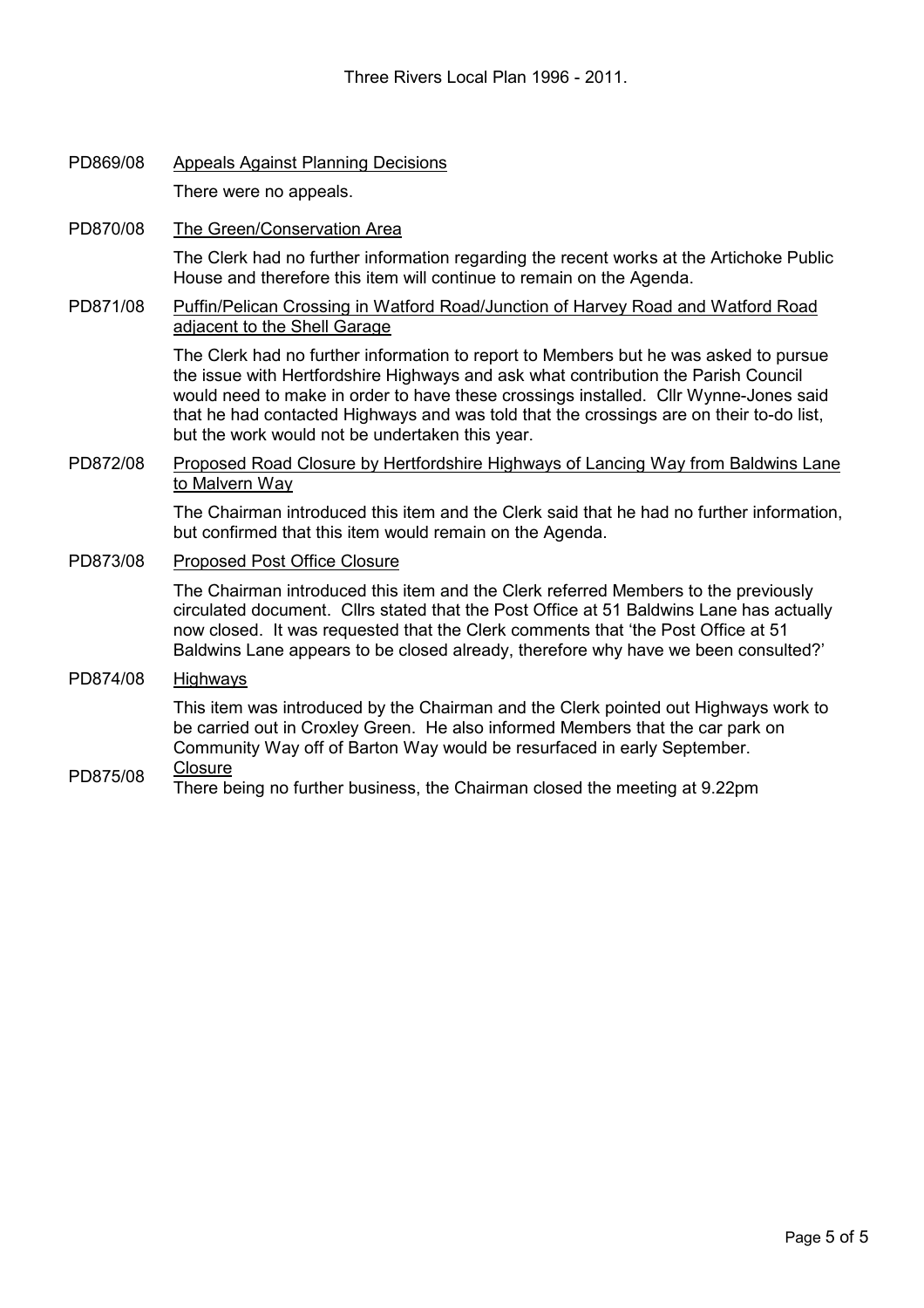Three Rivers Local Plan 1996 - 2011.

PD869/08 Appeals Against Planning Decisions

There were no appeals.

PD870/08 The Green/Conservation Area

The Clerk had no further information regarding the recent works at the Artichoke Public House and therefore this item will continue to remain on the Agenda.

PD871/08 Puffin/Pelican Crossing in Watford Road/Junction of Harvey Road and Watford Road adjacent to the Shell Garage

The Clerk had no further information to report to Members but he was asked to pursue the issue with Hertfordshire Highways and ask what contribution the Parish Council would need to make in order to have these crossings installed. Cllr Wynne-Jones said that he had contacted Highways and was told that the crossings are on their to-do list, but the work would not be undertaken this year.

PD872/08 Proposed Road Closure by Hertfordshire Highways of Lancing Way from Baldwins Lane to Malvern Way

The Chairman introduced this item and the Clerk said that he had no further information, but confirmed that this item would remain on the Agenda.

PD873/08 Proposed Post Office Closure

The Chairman introduced this item and the Clerk referred Members to the previously circulated document. Cllrs stated that the Post Office at 51 Baldwins Lane has actually now closed. It was requested that the Clerk comments that 'the Post Office at 51 Baldwins Lane appears to be closed already, therefore why have we been consulted?'

PD874/08 Highways

This item was introduced by the Chairman and the Clerk pointed out Highways work to be carried out in Croxley Green. He also informed Members that the car park on Community Way off of Barton Way would be resurfaced in early September.

PD875/08 Closure

There being no further business, the Chairman closed the meeting at 9.22pm